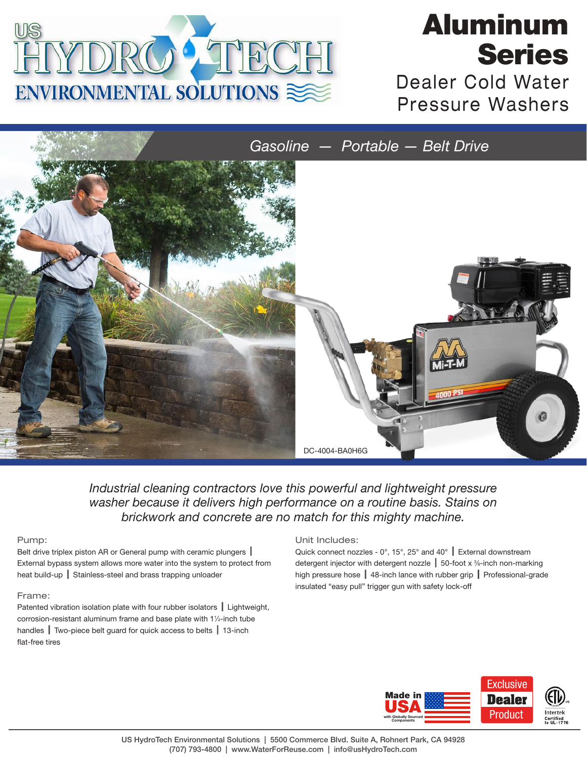# Aluminum Series

## Dealer Cold Water Pressure Washers

*Gasoline — Portable — Belt Drive*

DC-4004-BA0H6G

*Industrial cleaning contractors love this powerful and lightweight pressure washer because it delivers high performance on a routine basis. Stains on brickwork and concrete are no match for this mighty machine.*

### Pump:

Belt drive triplex piston AR or General pump with ceramic plungers | External bypass system allows more water into the system to protect from heat build-up | Stainless-steel and brass trapping unloader

### Frame:

Patented vibration isolation plate with four rubber isolators | Lightweight, corrosion-resistant aluminum frame and base plate with 1¼-inch tube handles | Two-piece belt guard for quick access to belts | 13-inch flat-free tires

### Unit Includes:

Quick connect nozzles - 0°, 15°, 25° and 40° | External downstream detergent injector with detergent nozzle | 50-foot x ⅜-inch non-marking high pressure hose | 48-inch lance with rubber grip | Professional-grade insulated "easy pull" trigger gun with safety lock-off

Made in USA with Globally Sourced Components

Exclusive Dealer Product

Intertek Certified to UL-1776

US HydroTech Environmental Solutions | 5500 Commerce Blvd. Suite A, Rohnert Park, CA 94928
(707) 793-4800 | www.WaterForReuse.com | info@usHydroTech.com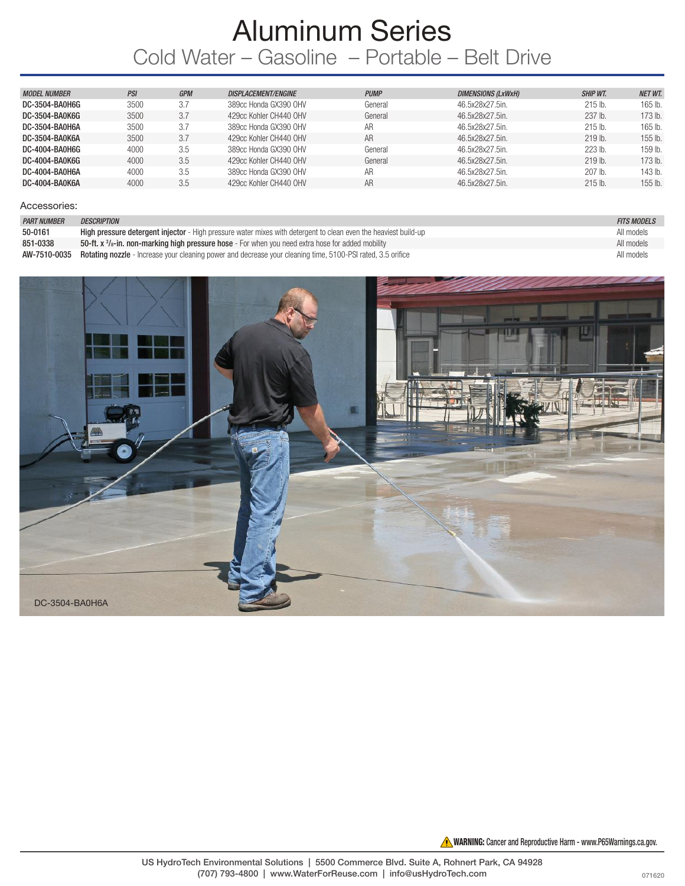# Aluminum Series

## Cold Water – Gasoline – Portable – Belt Drive

| MODEL NUMBER | PSI | GPM | DISPLACEMENT/ENGINE | PUMP | DIMENSIONS (LxWxH) | SHIP WT. | NET WT. |
|---|---|---|---|---|---|---|---|
| DC-3504-BA0H6G | 3500 | 3.7 | 389cc Honda GX390 OHV | General | 46.5x28x27.5in. | 215 lb. | 165 lb. |
| DC-3504-BA0K6G | 3500 | 3.7 | 429cc Kohler CH440 OHV | General | 46.5x28x27.5in. | 237 lb. | 173 lb. |
| DC-3504-BA0H6A | 3500 | 3.7 | 389cc Honda GX390 OHV | AR | 46.5x28x27.5in. | 215 lb. | 165 lb. |
| DC-3504-BA0K6A | 3500 | 3.7 | 429cc Kohler CH440 OHV | AR | 46.5x28x27.5in. | 219 lb. | 155 lb. |
| DC-4004-BA0H6G | 4000 | 3.5 | 389cc Honda GX390 OHV | General | 46.5x28x27.5in. | 223 lb. | 159 lb. |
| DC-4004-BA0K6G | 4000 | 3.5 | 429cc Kohler CH440 OHV | General | 46.5x28x27.5in. | 219 lb. | 173 lb. |
| DC-4004-BA0H6A | 4000 | 3.5 | 389cc Honda GX390 OHV | AR | 46.5x28x27.5in. | 207 lb. | 143 lb. |
| DC-4004-BA0K6A | 4000 | 3.5 | 429cc Kohler CH440 OHV | AR | 46.5x28x27.5in. | 215 lb. | 155 lb. |

Accessories:

| PART NUMBER | DESCRIPTION | FITS MODELS |
|---|---|---|
| 50-0161 | **High pressure detergent injector** - High pressure water mixes with detergent to clean even the heaviest build-up | All models |
| 851-0338 | **50-ft. x 3/8-in. non-marking high pressure hose** - For when you need extra hose for added mobility | All models |
| AW-7510-0035 | **Rotating nozzle** - Increase your cleaning power and decrease your cleaning time, 5100-PSI rated, 3.5 orifice | All models |

DC-3504-BA0H6A

**WARNING:** Cancer and Reproductive Harm - www.P65Warnings.ca.gov.

US HydroTech Environmental Solutions | 5500 Commerce Blvd. Suite A, Rohnert Park, CA 94928
(707) 793-4800 | www.WaterForReuse.com | info@usHydroTech.com

071620